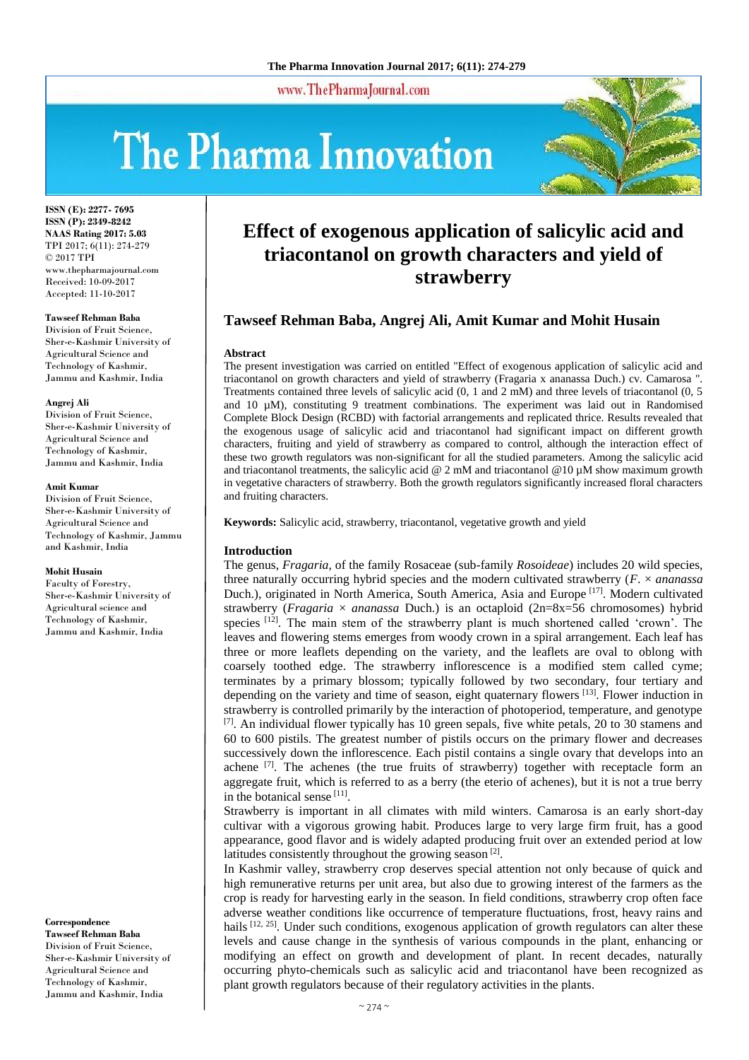# Effect of exogenous application of salicylic acid and triacontanol on growth characters and yield of strawberry

**ISSN (E): 2277- 7695**
**ISSN (P): 2349-8242**
**NAAS Rating 2017: 5.03**
TPI 2017; 6(11): 274-279
© 2017 TPI
www.thepharmajournal.com
Received: 10-09-2017
Accepted: 11-10-2017

**Tawseef Rehman Baba, Angrej Ali, Amit Kumar and Mohit Husain**

**Tawseef Rehman Baba**
Division of Fruit Science, Sher-e-Kashmir University of Agricultural Science and Technology of Kashmir, Jammu and Kashmir, India

**Angrej Ali**
Division of Fruit Science, Sher-e-Kashmir University of Agricultural Science and Technology of Kashmir, Jammu and Kashmir, India

**Amit Kumar**
Division of Fruit Science, Sher-e-Kashmir University of Agricultural Science and Technology of Kashmir, Jammu and Kashmir, India

**Mohit Husain**
Faculty of Forestry, Sher-e-Kashmir University of Agricultural science and Technology of Kashmir, Jammu and Kashmir, India

**Correspondence**
**Tawseef Rehman Baba**
Division of Fruit Science, Sher-e-Kashmir University of Agricultural Science and Technology of Kashmir, Jammu and Kashmir, India

## Abstract

The present investigation was carried on entitled "Effect of exogenous application of salicylic acid and triacontanol on growth characters and yield of strawberry (Fragaria x ananassa Duch.) cv. Camarosa ". Treatments contained three levels of salicylic acid (0, 1 and 2 mM) and three levels of triacontanol (0, 5 and 10 µM), constituting 9 treatment combinations. The experiment was laid out in Randomised Complete Block Design (RCBD) with factorial arrangements and replicated thrice. Results revealed that the exogenous usage of salicylic acid and triacontanol had significant impact on different growth characters, fruiting and yield of strawberry as compared to control, although the interaction effect of these two growth regulators was non-significant for all the studied parameters. Among the salicylic acid and triacontanol treatments, the salicylic acid @ 2 mM and triacontanol @10 µM show maximum growth in vegetative characters of strawberry. Both the growth regulators significantly increased floral characters and fruiting characters.

**Keywords:** Salicylic acid, strawberry, triacontanol, vegetative growth and yield

## Introduction

The genus, *Fragaria,* of the family Rosaceae (sub-family *Rosoideae*) includes 20 wild species, three naturally occurring hybrid species and the modern cultivated strawberry (*F. × ananassa* Duch.), originated in North America, South America, Asia and Europe [17]. Modern cultivated strawberry (*Fragaria × ananassa* Duch.) is an octaploid (2n=8x=56 chromosomes) hybrid species [12]. The main stem of the strawberry plant is much shortened called 'crown'. The leaves and flowering stems emerges from woody crown in a spiral arrangement. Each leaf has three or more leaflets depending on the variety, and the leaflets are oval to oblong with coarsely toothed edge. The strawberry inflorescence is a modified stem called cyme; terminates by a primary blossom; typically followed by two secondary, four tertiary and depending on the variety and time of season, eight quaternary flowers [13]. Flower induction in strawberry is controlled primarily by the interaction of photoperiod, temperature, and genotype [7]. An individual flower typically has 10 green sepals, five white petals, 20 to 30 stamens and 60 to 600 pistils. The greatest number of pistils occurs on the primary flower and decreases successively down the inflorescence. Each pistil contains a single ovary that develops into an achene [7]. The achenes (the true fruits of strawberry) together with receptacle form an aggregate fruit, which is referred to as a berry (the eterio of achenes), but it is not a true berry in the botanical sense [11].

Strawberry is important in all climates with mild winters. Camarosa is an early short-day cultivar with a vigorous growing habit. Produces large to very large firm fruit, has a good appearance, good flavor and is widely adapted producing fruit over an extended period at low latitudes consistently throughout the growing season [2].

In Kashmir valley, strawberry crop deserves special attention not only because of quick and high remunerative returns per unit area, but also due to growing interest of the farmers as the crop is ready for harvesting early in the season. In field conditions, strawberry crop often face adverse weather conditions like occurrence of temperature fluctuations, frost, heavy rains and hails [12, 25]. Under such conditions, exogenous application of growth regulators can alter these levels and cause change in the synthesis of various compounds in the plant, enhancing or modifying an effect on growth and development of plant. In recent decades, naturally occurring phyto-chemicals such as salicylic acid and triacontanol have been recognized as plant growth regulators because of their regulatory activities in the plants.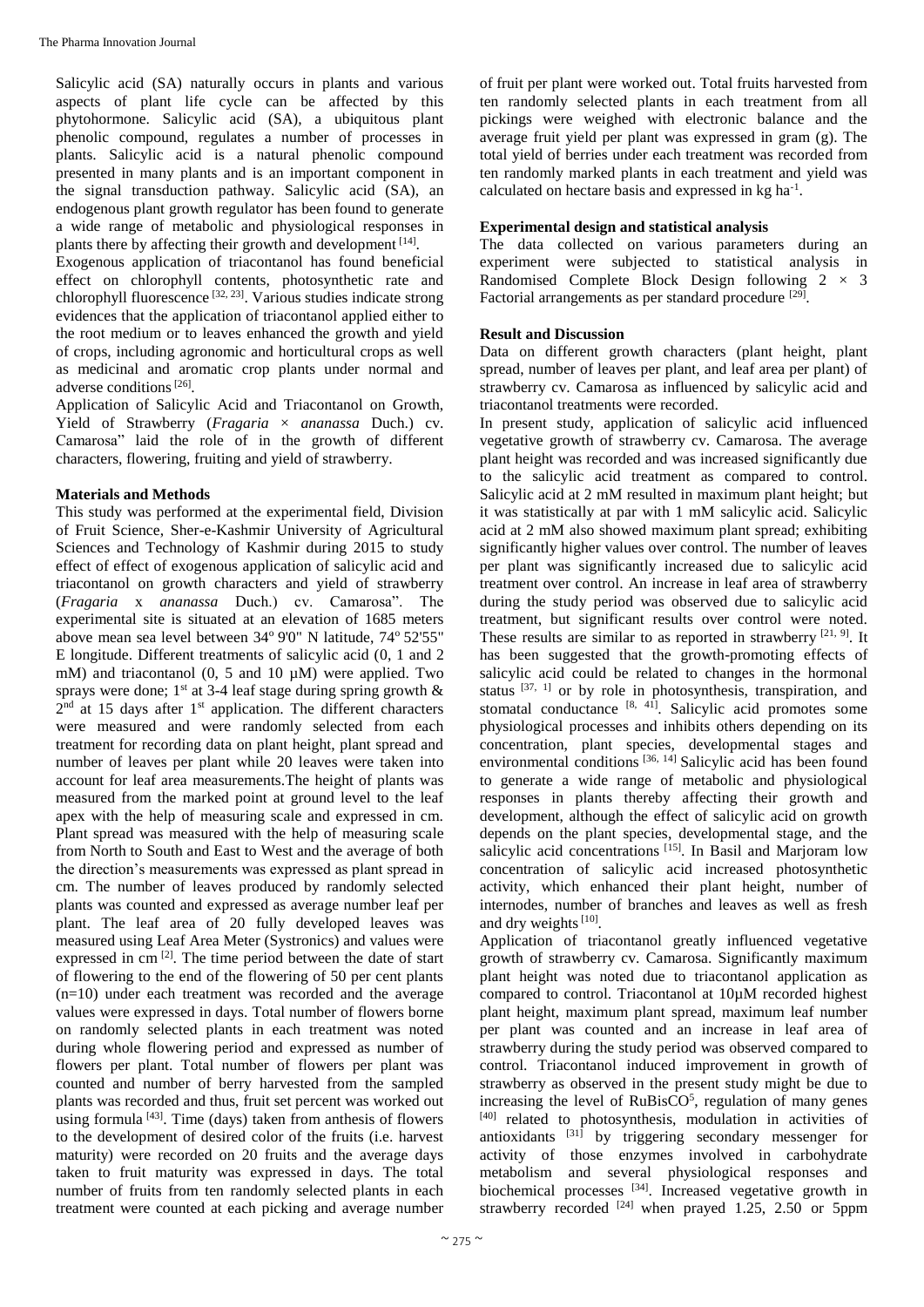Salicylic acid (SA) naturally occurs in plants and various aspects of plant life cycle can be affected by this phytohormone. Salicylic acid (SA), a ubiquitous plant phenolic compound, regulates a number of processes in plants. Salicylic acid is a natural phenolic compound presented in many plants and is an important component in the signal transduction pathway. Salicylic acid (SA), an endogenous plant growth regulator has been found to generate a wide range of metabolic and physiological responses in plants there by affecting their growth and development [14].

Exogenous application of triacontanol has found beneficial effect on chlorophyll contents, photosynthetic rate and chlorophyll fluorescence [32, 23]. Various studies indicate strong evidences that the application of triacontanol applied either to the root medium or to leaves enhanced the growth and yield of crops, including agronomic and horticultural crops as well as medicinal and aromatic crop plants under normal and adverse conditions [26].

Application of Salicylic Acid and Triacontanol on Growth, Yield of Strawberry (*Fragaria* × *ananassa* Duch.) cv. Camarosa" laid the role of in the growth of different characters, flowering, fruiting and yield of strawberry.

## Materials and Methods

This study was performed at the experimental field, Division of Fruit Science, Sher-e-Kashmir University of Agricultural Sciences and Technology of Kashmir during 2015 to study effect of effect of exogenous application of salicylic acid and triacontanol on growth characters and yield of strawberry (*Fragaria* x *ananassa* Duch.) cv. Camarosa". The experimental site is situated at an elevation of 1685 meters above mean sea level between 34° 9'0" N latitude, 74° 52'55" E longitude. Different treatments of salicylic acid (0, 1 and 2 mM) and triacontanol (0, 5 and 10 µM) were applied. Two sprays were done; 1st at 3-4 leaf stage during spring growth & 2nd at 15 days after 1st application. The different characters were measured and were randomly selected from each treatment for recording data on plant height, plant spread and number of leaves per plant while 20 leaves were taken into account for leaf area measurements.The height of plants was measured from the marked point at ground level to the leaf apex with the help of measuring scale and expressed in cm. Plant spread was measured with the help of measuring scale from North to South and East to West and the average of both the direction's measurements was expressed as plant spread in cm. The number of leaves produced by randomly selected plants was counted and expressed as average number leaf per plant. The leaf area of 20 fully developed leaves was measured using Leaf Area Meter (Systronics) and values were expressed in cm [2]. The time period between the date of start of flowering to the end of the flowering of 50 per cent plants (n=10) under each treatment was recorded and the average values were expressed in days. Total number of flowers borne on randomly selected plants in each treatment was noted during whole flowering period and expressed as number of flowers per plant. Total number of flowers per plant was counted and number of berry harvested from the sampled plants was recorded and thus, fruit set percent was worked out using formula [43]. Time (days) taken from anthesis of flowers to the development of desired color of the fruits (i.e. harvest maturity) were recorded on 20 fruits and the average days taken to fruit maturity was expressed in days. The total number of fruits from ten randomly selected plants in each treatment were counted at each picking and average number of fruit per plant were worked out. Total fruits harvested from ten randomly selected plants in each treatment from all pickings were weighed with electronic balance and the average fruit yield per plant was expressed in gram (g). The total yield of berries under each treatment was recorded from ten randomly marked plants in each treatment and yield was calculated on hectare basis and expressed in kg ha$^{-1}$.

## Experimental design and statistical analysis

The data collected on various parameters during an experiment were subjected to statistical analysis in Randomised Complete Block Design following $2 \times 3$ Factorial arrangements as per standard procedure [29].

## Result and Discussion

Data on different growth characters (plant height, plant spread, number of leaves per plant, and leaf area per plant) of strawberry cv. Camarosa as influenced by salicylic acid and triacontanol treatments were recorded.

In present study, application of salicylic acid influenced vegetative growth of strawberry cv. Camarosa. The average plant height was recorded and was increased significantly due to the salicylic acid treatment as compared to control. Salicylic acid at 2 mM resulted in maximum plant height; but it was statistically at par with 1 mM salicylic acid. Salicylic acid at 2 mM also showed maximum plant spread; exhibiting significantly higher values over control. The number of leaves per plant was significantly increased due to salicylic acid treatment over control. An increase in leaf area of strawberry during the study period was observed due to salicylic acid treatment, but significant results over control were noted. These results are similar to as reported in strawberry [21, 9]. It has been suggested that the growth-promoting effects of salicylic acid could be related to changes in the hormonal status [37, 1] or by role in photosynthesis, transpiration, and stomatal conductance [8, 41]. Salicylic acid promotes some physiological processes and inhibits others depending on its concentration, plant species, developmental stages and environmental conditions [36, 14] Salicylic acid has been found to generate a wide range of metabolic and physiological responses in plants thereby affecting their growth and development, although the effect of salicylic acid on growth depends on the plant species, developmental stage, and the salicylic acid concentrations [15]. In Basil and Marjoram low concentration of salicylic acid increased photosynthetic activity, which enhanced their plant height, number of internodes, number of branches and leaves as well as fresh and dry weights [10].

Application of triacontanol greatly influenced vegetative growth of strawberry cv. Camarosa. Significantly maximum plant height was noted due to triacontanol application as compared to control. Triacontanol at 10µM recorded highest plant height, maximum plant spread, maximum leaf number per plant was counted and an increase in leaf area of strawberry during the study period was observed compared to control. Triacontanol induced improvement in growth of strawberry as observed in the present study might be due to increasing the level of RuBisCO[5], regulation of many genes [40] related to photosynthesis, modulation in activities of antioxidants [31] by triggering secondary messenger for activity of those enzymes involved in carbohydrate metabolism and several physiological responses and biochemical processes [34]. Increased vegetative growth in strawberry recorded [24] when prayed 1.25, 2.50 or 5ppm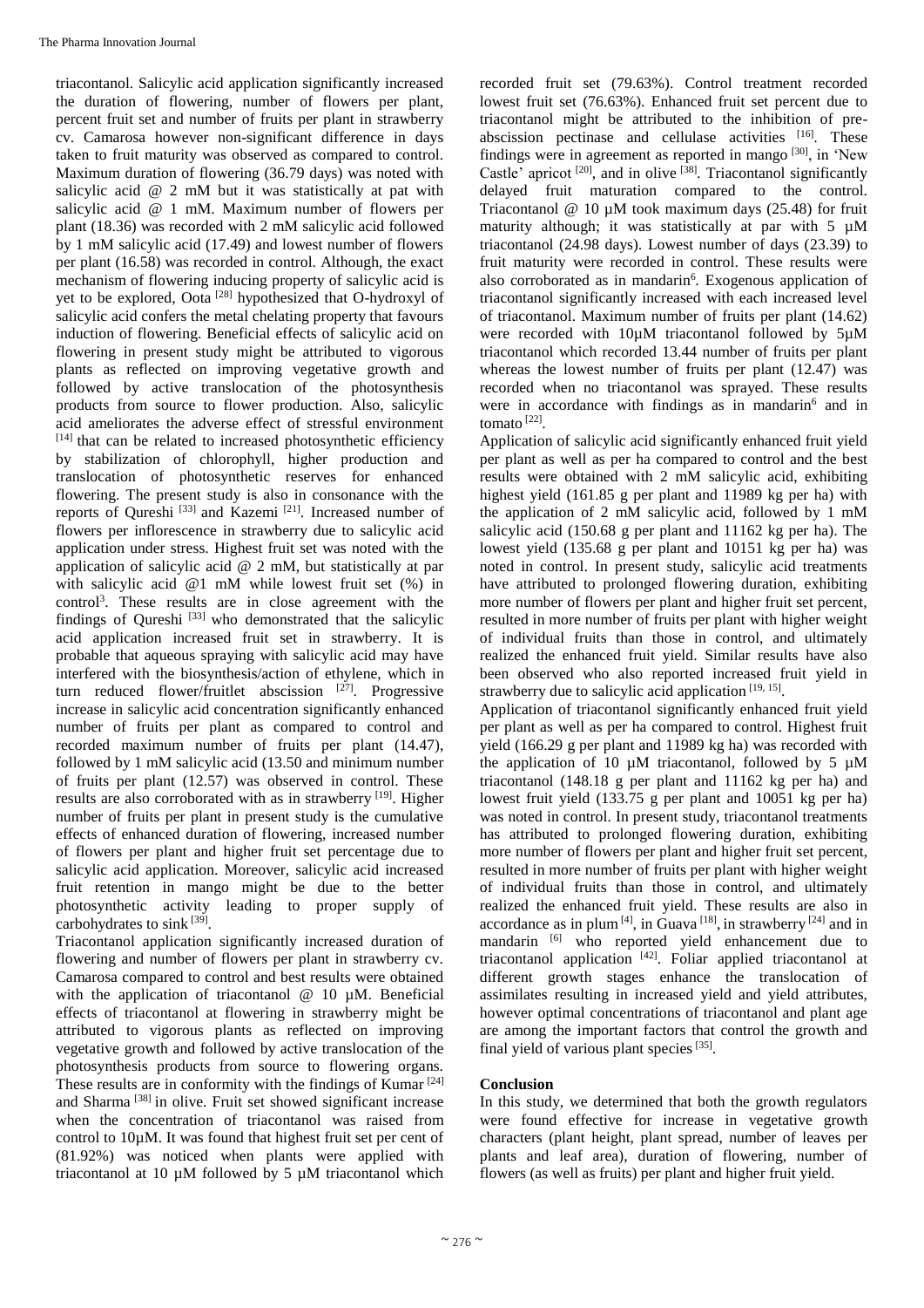triacontanol. Salicylic acid application significantly increased the duration of flowering, number of flowers per plant, percent fruit set and number of fruits per plant in strawberry cv. Camarosa however non-significant difference in days taken to fruit maturity was observed as compared to control. Maximum duration of flowering (36.79 days) was noted with salicylic acid @ 2 mM but it was statistically at pat with salicylic acid @ 1 mM. Maximum number of flowers per plant (18.36) was recorded with 2 mM salicylic acid followed by 1 mM salicylic acid (17.49) and lowest number of flowers per plant (16.58) was recorded in control. Although, the exact mechanism of flowering inducing property of salicylic acid is yet to be explored, Oota [28] hypothesized that O-hydroxyl of salicylic acid confers the metal chelating property that favours induction of flowering. Beneficial effects of salicylic acid on flowering in present study might be attributed to vigorous plants as reflected on improving vegetative growth and followed by active translocation of the photosynthesis products from source to flower production. Also, salicylic acid ameliorates the adverse effect of stressful environment [14] that can be related to increased photosynthetic efficiency by stabilization of chlorophyll, higher production and translocation of photosynthetic reserves for enhanced flowering. The present study is also in consonance with the reports of Qureshi [33] and Kazemi [21]. Increased number of flowers per inflorescence in strawberry due to salicylic acid application under stress. Highest fruit set was noted with the application of salicylic acid @ 2 mM, but statistically at par with salicylic acid @1 mM while lowest fruit set (%) in control[3]. These results are in close agreement with the findings of Qureshi [33] who demonstrated that the salicylic acid application increased fruit set in strawberry. It is probable that aqueous spraying with salicylic acid may have interfered with the biosynthesis/action of ethylene, which in turn reduced flower/fruitlet abscission [27]. Progressive increase in salicylic acid concentration significantly enhanced number of fruits per plant as compared to control and recorded maximum number of fruits per plant (14.47), followed by 1 mM salicylic acid (13.50 and minimum number of fruits per plant (12.57) was observed in control. These results are also corroborated with as in strawberry [19]. Higher number of fruits per plant in present study is the cumulative effects of enhanced duration of flowering, increased number of flowers per plant and higher fruit set percentage due to salicylic acid application. Moreover, salicylic acid increased fruit retention in mango might be due to the better photosynthetic activity leading to proper supply of carbohydrates to sink [39].

Triacontanol application significantly increased duration of flowering and number of flowers per plant in strawberry cv. Camarosa compared to control and best results were obtained with the application of triacontanol @ 10 µM. Beneficial effects of triacontanol at flowering in strawberry might be attributed to vigorous plants as reflected on improving vegetative growth and followed by active translocation of the photosynthesis products from source to flowering organs. These results are in conformity with the findings of Kumar [24] and Sharma [38] in olive. Fruit set showed significant increase when the concentration of triacontanol was raised from control to 10µM. It was found that highest fruit set per cent of (81.92%) was noticed when plants were applied with triacontanol at 10 µM followed by 5 µM triacontanol which recorded fruit set (79.63%). Control treatment recorded lowest fruit set (76.63%). Enhanced fruit set percent due to triacontanol might be attributed to the inhibition of pre-abscission pectinase and cellulase activities [16]. These findings were in agreement as reported in mango [30], in 'New Castle' apricot [20], and in olive [38]. Triacontanol significantly delayed fruit maturation compared to the control. Triacontanol @ 10 µM took maximum days (25.48) for fruit maturity although; it was statistically at par with 5 µM triacontanol (24.98 days). Lowest number of days (23.39) to fruit maturity were recorded in control. These results were also corroborated as in mandarin[6]. Exogenous application of triacontanol significantly increased with each increased level of triacontanol. Maximum number of fruits per plant (14.62) were recorded with 10µM triacontanol followed by 5µM triacontanol which recorded 13.44 number of fruits per plant whereas the lowest number of fruits per plant (12.47) was recorded when no triacontanol was sprayed. These results were in accordance with findings as in mandarin[6] and in tomato [22].

Application of salicylic acid significantly enhanced fruit yield per plant as well as per ha compared to control and the best results were obtained with 2 mM salicylic acid, exhibiting highest yield (161.85 g per plant and 11989 kg per ha) with the application of 2 mM salicylic acid, followed by 1 mM salicylic acid (150.68 g per plant and 11162 kg per ha). The lowest yield (135.68 g per plant and 10151 kg per ha) was noted in control. In present study, salicylic acid treatments have attributed to prolonged flowering duration, exhibiting more number of flowers per plant and higher fruit set percent, resulted in more number of fruits per plant with higher weight of individual fruits than those in control, and ultimately realized the enhanced fruit yield. Similar results have also been observed who also reported increased fruit yield in strawberry due to salicylic acid application [19, 15].

Application of triacontanol significantly enhanced fruit yield per plant as well as per ha compared to control. Highest fruit yield (166.29 g per plant and 11989 kg ha) was recorded with the application of 10 µM triacontanol, followed by 5 µM triacontanol (148.18 g per plant and 11162 kg per ha) and lowest fruit yield (133.75 g per plant and 10051 kg per ha) was noted in control. In present study, triacontanol treatments has attributed to prolonged flowering duration, exhibiting more number of flowers per plant and higher fruit set percent, resulted in more number of fruits per plant with higher weight of individual fruits than those in control, and ultimately realized the enhanced fruit yield. These results are also in accordance as in plum [4], in Guava [18], in strawberry [24] and in mandarin [6] who reported yield enhancement due to triacontanol application [42]. Foliar applied triacontanol at different growth stages enhance the translocation of assimilates resulting in increased yield and yield attributes, however optimal concentrations of triacontanol and plant age are among the important factors that control the growth and final yield of various plant species [35].

## Conclusion

In this study, we determined that both the growth regulators were found effective for increase in vegetative growth characters (plant height, plant spread, number of leaves per plants and leaf area), duration of flowering, number of flowers (as well as fruits) per plant and higher fruit yield.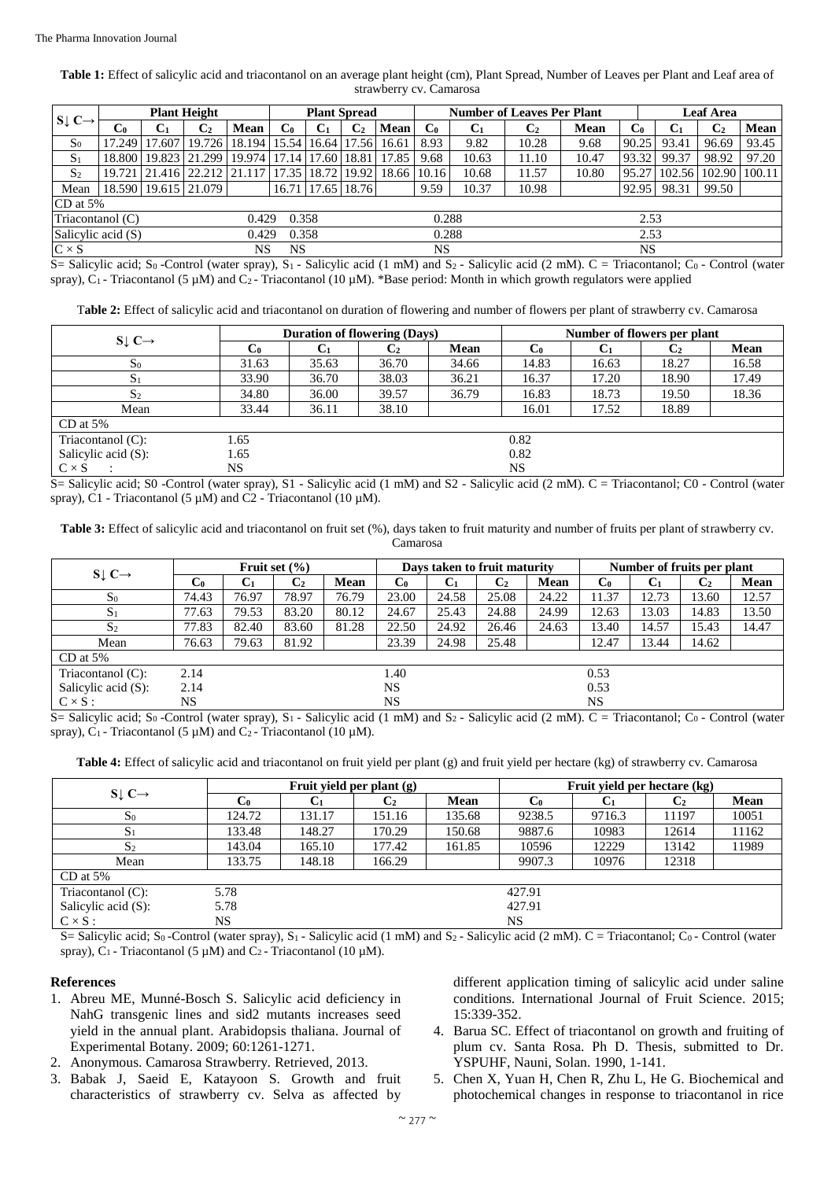**Table 1:** Effect of salicylic acid and triacontanol on an average plant height (cm), Plant Spread, Number of Leaves per Plant and Leaf area of strawberry cv. Camarosa

| S↓ C→ | Plant Height | | | | Plant Spread | | | | Number of Leaves Per Plant | | | | Leaf Area | | | |
|---|---|---|---|---|---|---|---|---|---|---|---|---|---|---|---|---|
| | $C_0$ | $C_1$ | $C_2$ | Mean | $C_0$ | $C_1$ | $C_2$ | Mean | $C_0$ | $C_1$ | $C_2$ | Mean | $C_0$ | $C_1$ | $C_2$ | Mean |
| $S_0$ | 17.249 | 17.607 | 19.726 | 18.194 | 15.54 | 16.64 | 17.56 | 16.61 | 8.93 | 9.82 | 10.28 | 9.68 | 90.25 | 93.41 | 96.69 | 93.45 |
| $S_1$ | 18.800 | 19.823 | 21.299 | 19.974 | 17.14 | 17.60 | 18.81 | 17.85 | 9.68 | 10.63 | 11.10 | 10.47 | 93.32 | 99.37 | 98.92 | 97.20 |
| $S_2$ | 19.721 | 21.416 | 22.212 | 21.117 | 17.35 | 18.72 | 19.92 | 18.66 | 10.16 | 10.68 | 11.57 | 10.80 | 95.27 | 102.56 | 102.90 | 100.11 |
| Mean | 18.590 | 19.615 | 21.079 | | 16.71 | 17.65 | 18.76 | | 9.59 | 10.37 | 10.98 | | 92.95 | 98.31 | 99.50 | |
| CD at 5% | | | | | | | | | | | | | | | | |
| Triacontanol (C) | | | | 0.429 | 0.358 | | | | 0.288 | | | | 2.53 | | | |
| Salicylic acid (S) | | | | 0.429 | 0.358 | | | | 0.288 | | | | 2.53 | | | |
| C × S | | | | NS | NS | | | | NS | | | | NS | | | |

S= Salicylic acid; $S_0$ -Control (water spray), $S_1$ - Salicylic acid (1 mM) and $S_2$ - Salicylic acid (2 mM). C = Triacontanol; $C_0$ - Control (water spray), $C_1$ - Triacontanol (5 μM) and $C_2$ - Triacontanol (10 μM). *Base period: Month in which growth regulators were applied

**Table 2:** Effect of salicylic acid and triacontanol on duration of flowering and number of flowers per plant of strawberry cv. Camarosa

| S↓ C→ | Duration of flowering (Days) | | | | Number of flowers per plant | | | |
|---|---|---|---|---|---|---|---|---|
| | $C_0$ | $C_1$ | $C_2$ | Mean | $C_0$ | $C_1$ | $C_2$ | Mean |
| $S_0$ | 31.63 | 35.63 | 36.70 | 34.66 | 14.83 | 16.63 | 18.27 | 16.58 |
| $S_1$ | 33.90 | 36.70 | 38.03 | 36.21 | 16.37 | 17.20 | 18.90 | 17.49 |
| $S_2$ | 34.80 | 36.00 | 39.57 | 36.79 | 16.83 | 18.73 | 19.50 | 18.36 |
| Mean | 33.44 | 36.11 | 38.10 | | 16.01 | 17.52 | 18.89 | |
| CD at 5% | | | | | | | | |
| Triacontanol (C): | 1.65 | | | | 0.82 | | | |
| Salicylic acid (S): | 1.65 | | | | 0.82 | | | |
| C × S : | NS | | | | NS | | | |

S= Salicylic acid; S0 -Control (water spray), S1 - Salicylic acid (1 mM) and S2 - Salicylic acid (2 mM). C = Triacontanol; C0 - Control (water spray), C1 - Triacontanol (5 μM) and C2 - Triacontanol (10 μM).

**Table 3:** Effect of salicylic acid and triacontanol on fruit set (%), days taken to fruit maturity and number of fruits per plant of strawberry cv. Camarosa

| S↓ C→ | Fruit set (%) | | | | Days taken to fruit maturity | | | | Number of fruits per plant | | | |
|---|---|---|---|---|---|---|---|---|---|---|---|---|
| | $C_0$ | $C_1$ | $C_2$ | Mean | $C_0$ | $C_1$ | $C_2$ | Mean | $C_0$ | $C_1$ | $C_2$ | Mean |
| $S_0$ | 74.43 | 76.97 | 78.97 | 76.79 | 23.00 | 24.58 | 25.08 | 24.22 | 11.37 | 12.73 | 13.60 | 12.57 |
| $S_1$ | 77.63 | 79.53 | 83.20 | 80.12 | 24.67 | 25.43 | 24.88 | 24.99 | 12.63 | 13.03 | 14.83 | 13.50 |
| $S_2$ | 77.83 | 82.40 | 83.60 | 81.28 | 22.50 | 24.92 | 26.46 | 24.63 | 13.40 | 14.57 | 15.43 | 14.47 |
| Mean | 76.63 | 79.63 | 81.92 | | 23.39 | 24.98 | 25.48 | | 12.47 | 13.44 | 14.62 | |
| CD at 5% | | | | | | | | | | | | |
| Triacontanol (C): | 2.14 | | | | 1.40 | | | | 0.53 | | | |
| Salicylic acid (S): | 2.14 | | | | NS | | | | 0.53 | | | |
| C × S : | NS | | | | NS | | | | NS | | | |

S= Salicylic acid; $S_0$ -Control (water spray), $S_1$ - Salicylic acid (1 mM) and $S_2$ - Salicylic acid (2 mM). C = Triacontanol; $C_0$ - Control (water spray), $C_1$ - Triacontanol (5 μM) and $C_2$ - Triacontanol (10 μM).

**Table 4:** Effect of salicylic acid and triacontanol on fruit yield per plant (g) and fruit yield per hectare (kg) of strawberry cv. Camarosa

| S↓ C→ | Fruit yield per plant (g) | | | | Fruit yield per hectare (kg) | | | |
|---|---|---|---|---|---|---|---|---|
| | $C_0$ | $C_1$ | $C_2$ | Mean | $C_0$ | $C_1$ | $C_2$ | Mean |
| $S_0$ | 124.72 | 131.17 | 151.16 | 135.68 | 9238.5 | 9716.3 | 11197 | 10051 |
| $S_1$ | 133.48 | 148.27 | 170.29 | 150.68 | 9887.6 | 10983 | 12614 | 11162 |
| $S_2$ | 143.04 | 165.10 | 177.42 | 161.85 | 10596 | 12229 | 13142 | 11989 |
| Mean | 133.75 | 148.18 | 166.29 | | 9907.3 | 10976 | 12318 | |
| CD at 5% | | | | | | | | |
| Triacontanol (C): | 5.78 | | | | 427.91 | | | |
| Salicylic acid (S): | 5.78 | | | | 427.91 | | | |
| C × S : | NS | | | | NS | | | |

S= Salicylic acid; $S_0$ -Control (water spray), $S_1$ - Salicylic acid (1 mM) and $S_2$ - Salicylic acid (2 mM). C = Triacontanol; $C_0$ - Control (water spray), $C_1$ - Triacontanol (5 μM) and $C_2$ - Triacontanol (10 μM).

## References

1. Abreu ME, Munné-Bosch S. Salicylic acid deficiency in NahG transgenic lines and sid2 mutants increases seed yield in the annual plant. Arabidopsis thaliana. Journal of Experimental Botany. 2009; 60:1261-1271.
2. Anonymous. Camarosa Strawberry. Retrieved, 2013.
3. Babak J, Saeid E, Katayoon S. Growth and fruit characteristics of strawberry cv. Selva as affected by different application timing of salicylic acid under saline conditions. International Journal of Fruit Science. 2015; 15:339-352.
4. Barua SC. Effect of triacontanol on growth and fruiting of plum cv. Santa Rosa. Ph D. Thesis, submitted to Dr. YSPUHF, Nauni, Solan. 1990, 1-141.
5. Chen X, Yuan H, Chen R, Zhu L, He G. Biochemical and photochemical changes in response to triacontanol in rice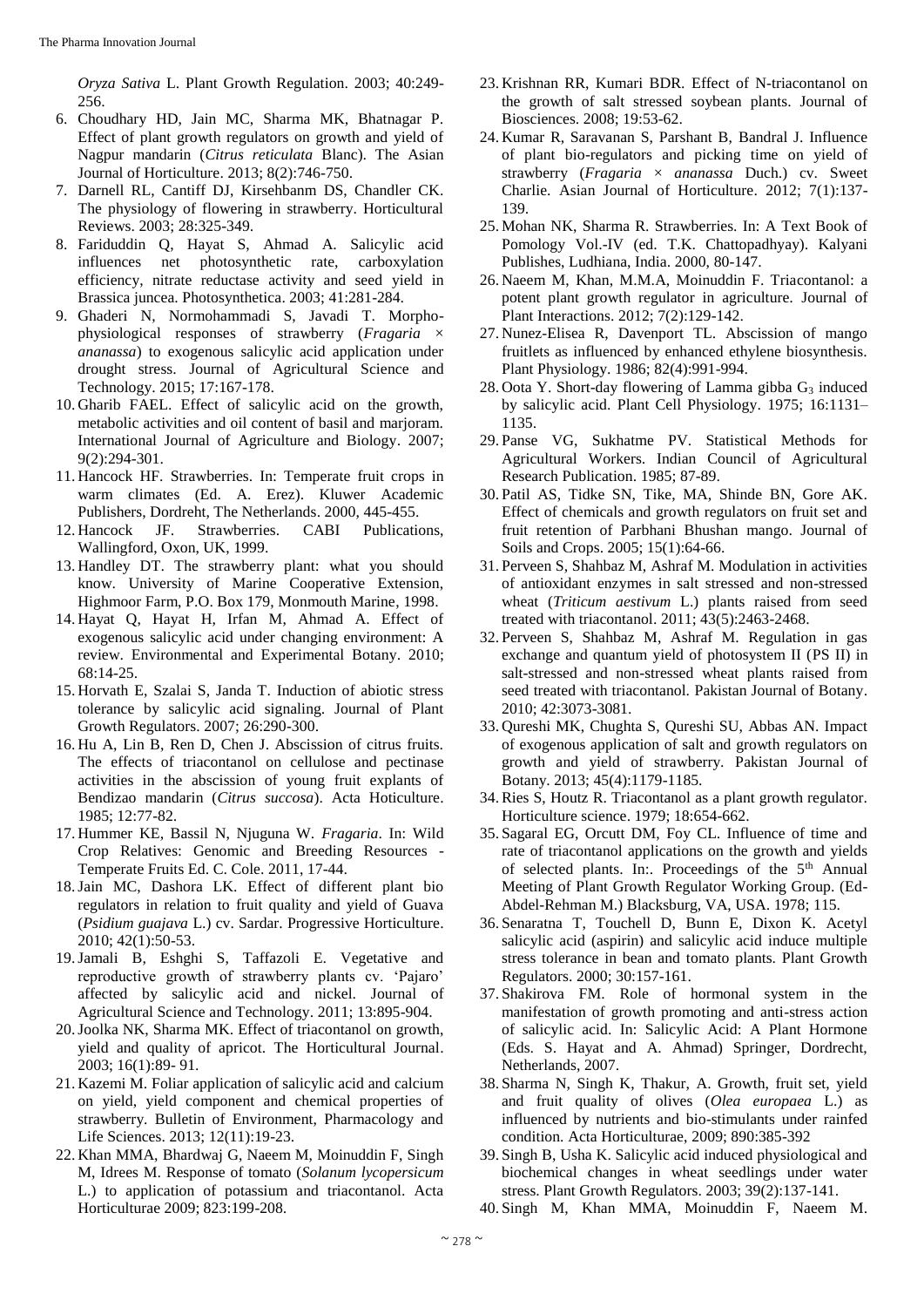*Oryza Sativa* L. Plant Growth Regulation. 2003; 40:249-256.

6. Choudhary HD, Jain MC, Sharma MK, Bhatnagar P. Effect of plant growth regulators on growth and yield of Nagpur mandarin (*Citrus reticulata* Blanc). The Asian Journal of Horticulture. 2013; 8(2):746-750.
7. Darnell RL, Cantiff DJ, Kirsehbanm DS, Chandler CK. The physiology of flowering in strawberry. Horticultural Reviews. 2003; 28:325-349.
8. Fariduddin Q, Hayat S, Ahmad A. Salicylic acid influences net photosynthetic rate, carboxylation efficiency, nitrate reductase activity and seed yield in Brassica juncea. Photosynthetica. 2003; 41:281-284.
9. Ghaderi N, Normohammadi S, Javadi T. Morpho-physiological responses of strawberry (*Fragaria* × *ananassa*) to exogenous salicylic acid application under drought stress. Journal of Agricultural Science and Technology. 2015; 17:167-178.
10. Gharib FAEL. Effect of salicylic acid on the growth, metabolic activities and oil content of basil and marjoram. International Journal of Agriculture and Biology. 2007; 9(2):294-301.
11. Hancock HF. Strawberries. In: Temperate fruit crops in warm climates (Ed. A. Erez). Kluwer Academic Publishers, Dordreht, The Netherlands. 2000, 445-455.
12. Hancock JF. Strawberries. CABI Publications, Wallingford, Oxon, UK, 1999.
13. Handley DT. The strawberry plant: what you should know. University of Marine Cooperative Extension, Highmoor Farm, P.O. Box 179, Monmouth Marine, 1998.
14. Hayat Q, Hayat H, Irfan M, Ahmad A. Effect of exogenous salicylic acid under changing environment: A review. Environmental and Experimental Botany. 2010; 68:14-25.
15. Horvath E, Szalai S, Janda T. Induction of abiotic stress tolerance by salicylic acid signaling. Journal of Plant Growth Regulators. 2007; 26:290-300.
16. Hu A, Lin B, Ren D, Chen J. Abscission of citrus fruits. The effects of triacontanol on cellulose and pectinase activities in the abscission of young fruit explants of Bendizao mandarin (*Citrus succosa*). Acta Hoticulture. 1985; 12:77-82.
17. Hummer KE, Bassil N, Njuguna W. *Fragaria*. In: Wild Crop Relatives: Genomic and Breeding Resources - Temperate Fruits Ed. C. Cole. 2011, 17-44.
18. Jain MC, Dashora LK. Effect of different plant bio regulators in relation to fruit quality and yield of Guava (*Psidium guajava* L.) cv. Sardar. Progressive Horticulture. 2010; 42(1):50-53.
19. Jamali B, Eshghi S, Taffazoli E. Vegetative and reproductive growth of strawberry plants cv. 'Pajaro' affected by salicylic acid and nickel. Journal of Agricultural Science and Technology. 2011; 13:895-904.
20. Joolka NK, Sharma MK. Effect of triacontanol on growth, yield and quality of apricot. The Horticultural Journal. 2003; 16(1):89- 91.
21. Kazemi M. Foliar application of salicylic acid and calcium on yield, yield component and chemical properties of strawberry. Bulletin of Environment, Pharmacology and Life Sciences. 2013; 12(11):19-23.
22. Khan MMA, Bhardwaj G, Naeem M, Moinuddin F, Singh M, Idrees M. Response of tomato (*Solanum lycopersicum* L.) to application of potassium and triacontanol. Acta Horticulturae 2009; 823:199-208.
23. Krishnan RR, Kumari BDR. Effect of N-triacontanol on the growth of salt stressed soybean plants. Journal of Biosciences. 2008; 19:53-62.
24. Kumar R, Saravanan S, Parshant B, Bandral J. Influence of plant bio-regulators and picking time on yield of strawberry (*Fragaria* × *ananassa* Duch.) cv. Sweet Charlie. Asian Journal of Horticulture. 2012; 7(1):137-139.
25. Mohan NK, Sharma R. Strawberries. In: A Text Book of Pomology Vol.-IV (ed. T.K. Chattopadhyay). Kalyani Publishes, Ludhiana, India. 2000, 80-147.
26. Naeem M, Khan, M.M.A, Moinuddin F. Triacontanol: a potent plant growth regulator in agriculture. Journal of Plant Interactions. 2012; 7(2):129-142.
27. Nunez-Elisea R, Davenport TL. Abscission of mango fruitlets as influenced by enhanced ethylene biosynthesis. Plant Physiology. 1986; 82(4):991-994.
28. Oota Y. Short-day flowering of Lamma gibba $G_3$ induced by salicylic acid. Plant Cell Physiology. 1975; 16:1131–1135.
29. Panse VG, Sukhatme PV. Statistical Methods for Agricultural Workers. Indian Council of Agricultural Research Publication. 1985; 87-89.
30. Patil AS, Tidke SN, Tike, MA, Shinde BN, Gore AK. Effect of chemicals and growth regulators on fruit set and fruit retention of Parbhani Bhushan mango. Journal of Soils and Crops. 2005; 15(1):64-66.
31. Perveen S, Shahbaz M, Ashraf M. Modulation in activities of antioxidant enzymes in salt stressed and non-stressed wheat (*Triticum aestivum* L.) plants raised from seed treated with triacontanol. 2011; 43(5):2463-2468.
32. Perveen S, Shahbaz M, Ashraf M. Regulation in gas exchange and quantum yield of photosystem II (PS II) in salt-stressed and non-stressed wheat plants raised from seed treated with triacontanol. Pakistan Journal of Botany. 2010; 42:3073-3081.
33. Qureshi MK, Chughta S, Qureshi SU, Abbas AN. Impact of exogenous application of salt and growth regulators on growth and yield of strawberry. Pakistan Journal of Botany. 2013; 45(4):1179-1185.
34. Ries S, Houtz R. Triacontanol as a plant growth regulator. Horticulture science. 1979; 18:654-662.
35. Sagaral EG, Orcutt DM, Foy CL. Influence of time and rate of triacontanol applications on the growth and yields of selected plants. In:. Proceedings of the 5th Annual Meeting of Plant Growth Regulator Working Group. (Ed-Abdel-Rehman M.) Blacksburg, VA, USA. 1978; 115.
36. Senaratna T, Touchell D, Bunn E, Dixon K. Acetyl salicylic acid (aspirin) and salicylic acid induce multiple stress tolerance in bean and tomato plants. Plant Growth Regulators. 2000; 30:157-161.
37. Shakirova FM. Role of hormonal system in the manifestation of growth promoting and anti-stress action of salicylic acid. In: Salicylic Acid: A Plant Hormone (Eds. S. Hayat and A. Ahmad) Springer, Dordrecht, Netherlands, 2007.
38. Sharma N, Singh K, Thakur, A. Growth, fruit set, yield and fruit quality of olives (*Olea europaea* L.) as influenced by nutrients and bio-stimulants under rainfed condition. Acta Horticulturae, 2009; 890:385-392
39. Singh B, Usha K. Salicylic acid induced physiological and biochemical changes in wheat seedlings under water stress. Plant Growth Regulators. 2003; 39(2):137-141.
40. Singh M, Khan MMA, Moinuddin F, Naeem M.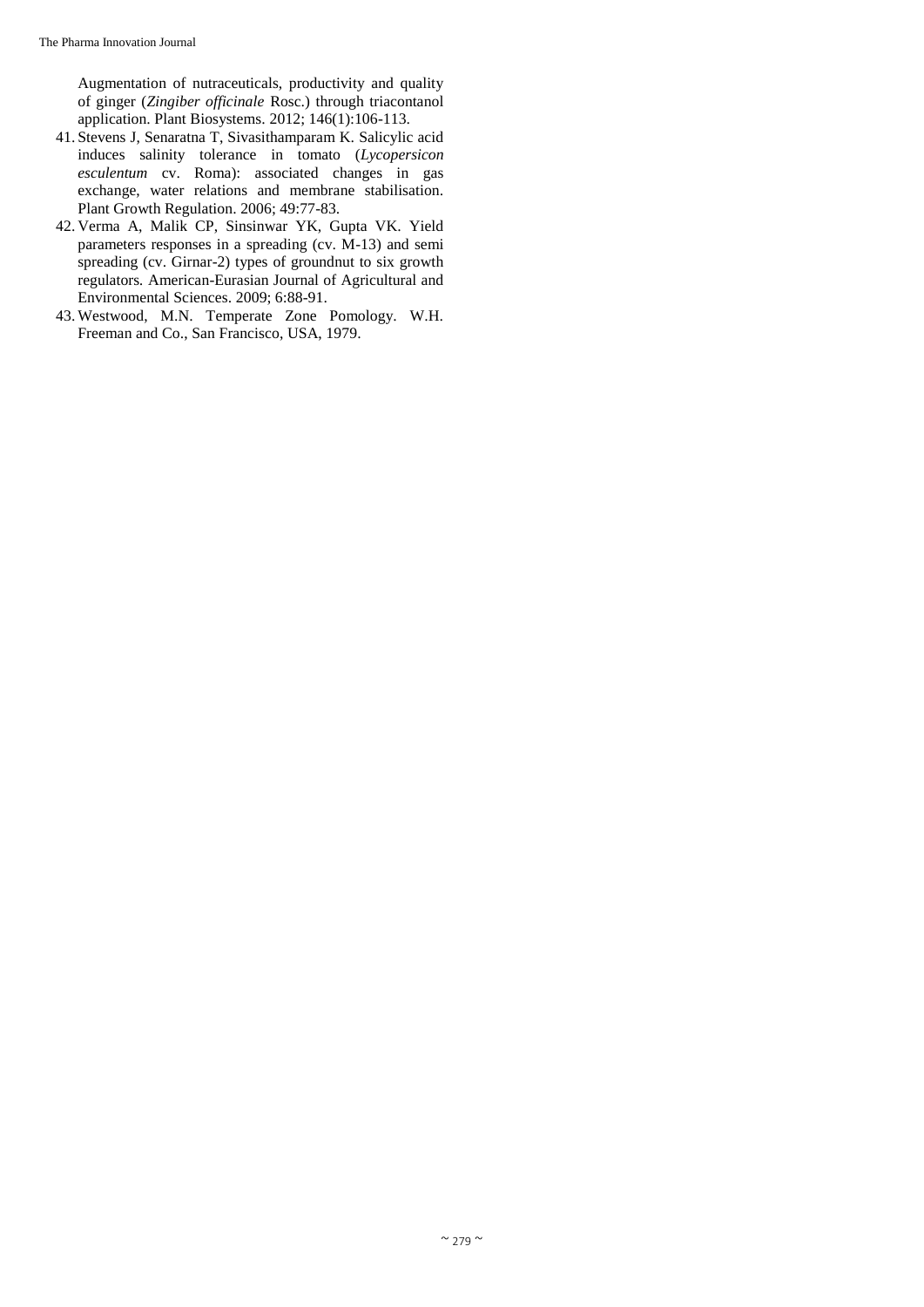Augmentation of nutraceuticals, productivity and quality of ginger (*Zingiber officinale* Rosc.) through triacontanol application. Plant Biosystems. 2012; 146(1):106-113.

41. Stevens J, Senaratna T, Sivasithamparam K. Salicylic acid induces salinity tolerance in tomato (*Lycopersicon esculentum* cv. Roma): associated changes in gas exchange, water relations and membrane stabilisation. Plant Growth Regulation. 2006; 49:77-83.
42. Verma A, Malik CP, Sinsinwar YK, Gupta VK. Yield parameters responses in a spreading (cv. M-13) and semi spreading (cv. Girnar-2) types of groundnut to six growth regulators. American-Eurasian Journal of Agricultural and Environmental Sciences. 2009; 6:88-91.
43. Westwood, M.N. Temperate Zone Pomology. W.H. Freeman and Co., San Francisco, USA, 1979.